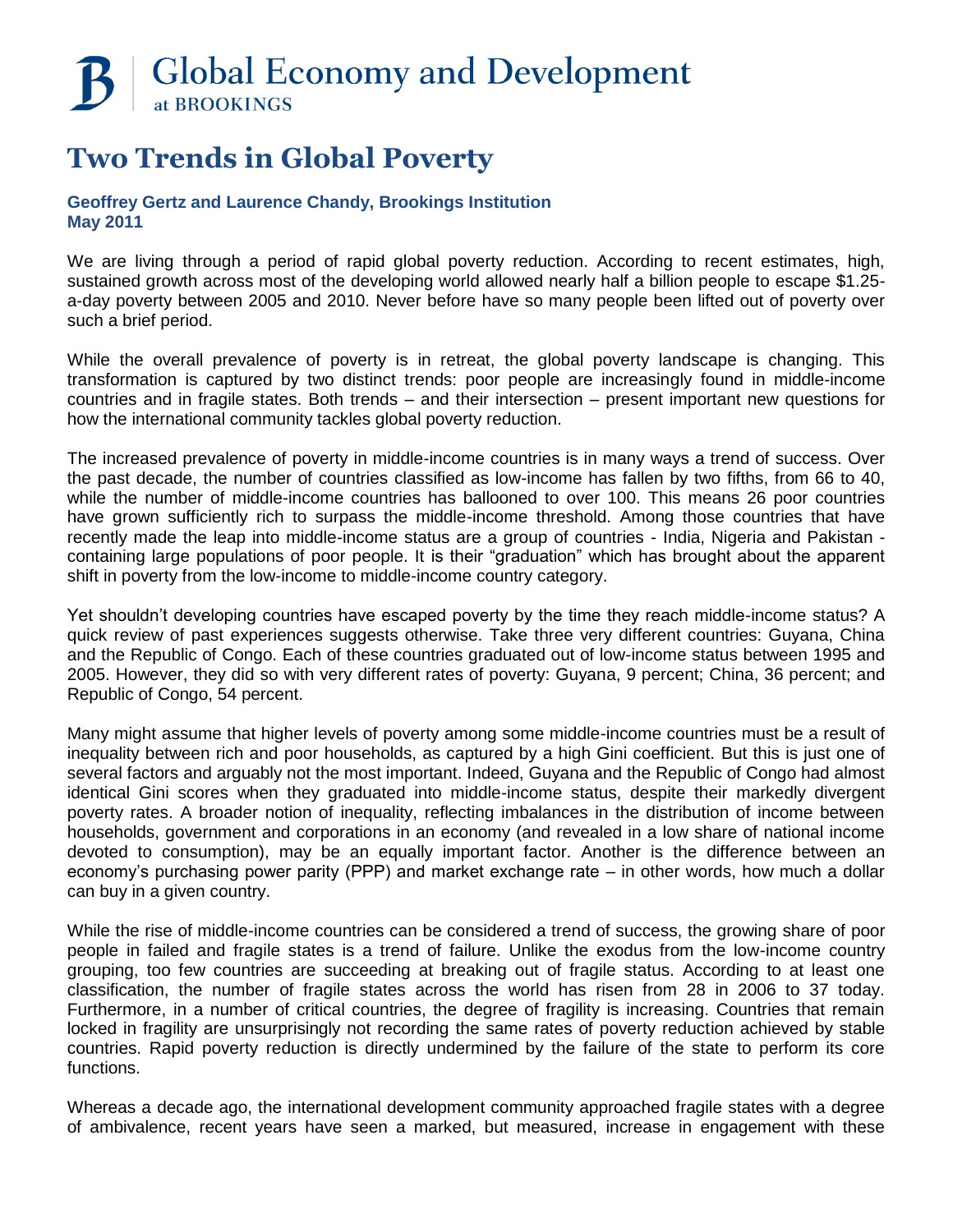# Global Economy and Development at BROOKINGS

# Two Trends in Global Poverty

**Geoffrey Gertz and Laurence Chandy, Brookings Institution**
**May 2011**

We are living through a period of rapid global poverty reduction. According to recent estimates, high, sustained growth across most of the developing world allowed nearly half a billion people to escape $1.25-a-day poverty between 2005 and 2010. Never before have so many people been lifted out of poverty over such a brief period.

While the overall prevalence of poverty is in retreat, the global poverty landscape is changing. This transformation is captured by two distinct trends: poor people are increasingly found in middle-income countries and in fragile states. Both trends – and their intersection – present important new questions for how the international community tackles global poverty reduction.

The increased prevalence of poverty in middle-income countries is in many ways a trend of success. Over the past decade, the number of countries classified as low-income has fallen by two fifths, from 66 to 40, while the number of middle-income countries has ballooned to over 100. This means 26 poor countries have grown sufficiently rich to surpass the middle-income threshold. Among those countries that have recently made the leap into middle-income status are a group of countries - India, Nigeria and Pakistan - containing large populations of poor people. It is their "graduation" which has brought about the apparent shift in poverty from the low-income to middle-income country category.

Yet shouldn't developing countries have escaped poverty by the time they reach middle-income status? A quick review of past experiences suggests otherwise. Take three very different countries: Guyana, China and the Republic of Congo. Each of these countries graduated out of low-income status between 1995 and 2005. However, they did so with very different rates of poverty: Guyana, 9 percent; China, 36 percent; and Republic of Congo, 54 percent.

Many might assume that higher levels of poverty among some middle-income countries must be a result of inequality between rich and poor households, as captured by a high Gini coefficient. But this is just one of several factors and arguably not the most important. Indeed, Guyana and the Republic of Congo had almost identical Gini scores when they graduated into middle-income status, despite their markedly divergent poverty rates. A broader notion of inequality, reflecting imbalances in the distribution of income between households, government and corporations in an economy (and revealed in a low share of national income devoted to consumption), may be an equally important factor. Another is the difference between an economy's purchasing power parity (PPP) and market exchange rate – in other words, how much a dollar can buy in a given country.

While the rise of middle-income countries can be considered a trend of success, the growing share of poor people in failed and fragile states is a trend of failure. Unlike the exodus from the low-income country grouping, too few countries are succeeding at breaking out of fragile status. According to at least one classification, the number of fragile states across the world has risen from 28 in 2006 to 37 today. Furthermore, in a number of critical countries, the degree of fragility is increasing. Countries that remain locked in fragility are unsurprisingly not recording the same rates of poverty reduction achieved by stable countries. Rapid poverty reduction is directly undermined by the failure of the state to perform its core functions.

Whereas a decade ago, the international development community approached fragile states with a degree of ambivalence, recent years have seen a marked, but measured, increase in engagement with these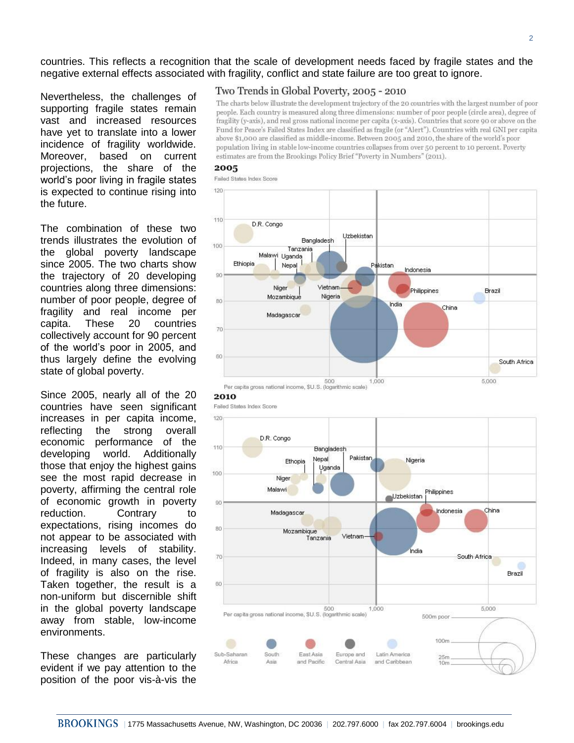countries. This reflects a recognition that the scale of development needs faced by fragile states and the negative external effects associated with fragility, conflict and state failure are too great to ignore.

Nevertheless, the challenges of supporting fragile states remain vast and increased resources have yet to translate into a lower incidence of fragility worldwide. Moreover, based on current projections, the share of the world's poor living in fragile states is expected to continue rising into the future.

The combination of these two trends illustrates the evolution of the global poverty landscape since 2005. The two charts show the trajectory of 20 developing countries along three dimensions: number of poor people, degree of fragility and real income per capita. These 20 countries collectively account for 90 percent of the world's poor in 2005, and thus largely define the evolving state of global poverty.

Since 2005, nearly all of the 20 countries have seen significant increases in per capita income, reflecting the strong overall economic performance of the developing world. Additionally those that enjoy the highest gains see the most rapid decrease in poverty, affirming the central role of economic growth in poverty reduction. Contrary to expectations, rising incomes do not appear to be associated with increasing levels of stability. Indeed, in many cases, the level of fragility is also on the rise. Taken together, the result is a non-uniform but discernible shift in the global poverty landscape away from stable, low-income environments.

These changes are particularly evident if we pay attention to the position of the poor vis-à-vis the

## Two Trends in Global Poverty, 2005 - 2010

The charts below illustrate the development trajectory of the 20 countries with the largest number of poor people. Each country is measured along three dimensions: number of poor people (circle area), degree of fragility (y-axis), and real gross national income per capita (x-axis). Countries that score 90 or above on the Fund for Peace's Failed States Index are classified as fragile (or "Alert"). Countries with real GNI per capita above $1,000 are classified as middle-income. Between 2005 and 2010, the share of the world's poor population living in stable low-income countries collapses from over 50 percent to 10 percent. Poverty estimates are from the Brookings Policy Brief "Poverty in Numbers" (2011).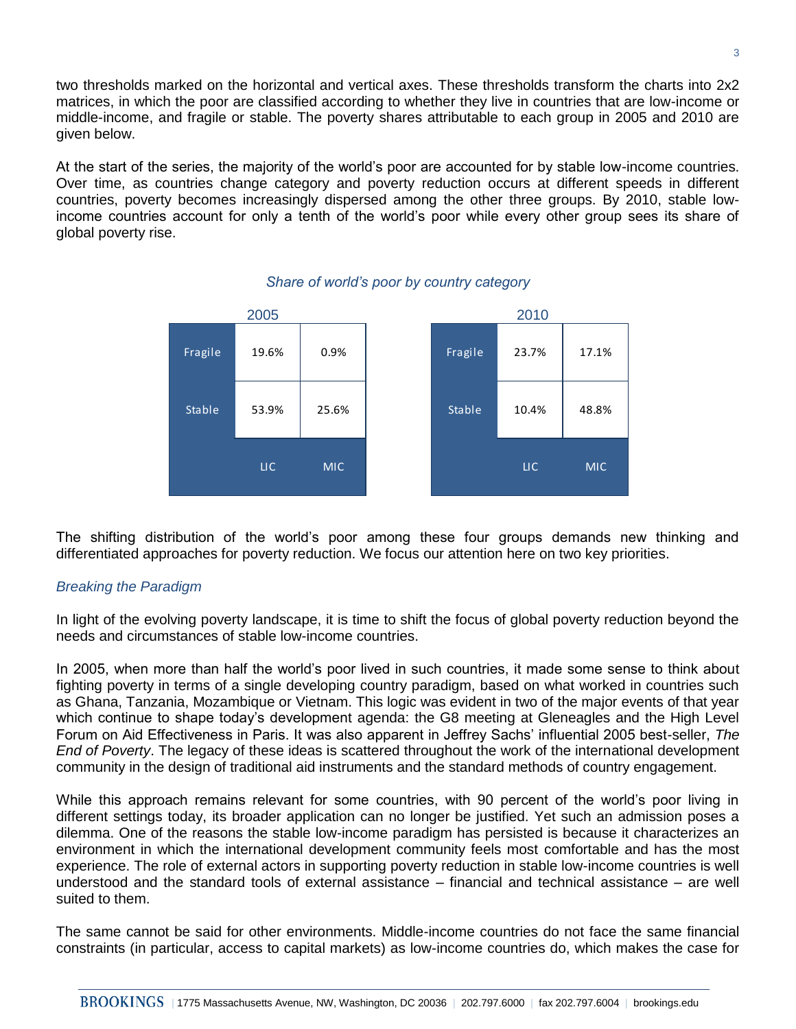two thresholds marked on the horizontal and vertical axes. These thresholds transform the charts into 2x2 matrices, in which the poor are classified according to whether they live in countries that are low-income or middle-income, and fragile or stable. The poverty shares attributable to each group in 2005 and 2010 are given below.

At the start of the series, the majority of the world's poor are accounted for by stable low-income countries. Over time, as countries change category and poverty reduction occurs at different speeds in different countries, poverty becomes increasingly dispersed among the other three groups. By 2010, stable low-income countries account for only a tenth of the world's poor while every other group sees its share of global poverty rise.

*Share of world's poor by country category*

**2005**

| | LIC | MIC |
|---|---|---|
| Fragile | 19.6% | 0.9% |
| Stable | 53.9% | 25.6% |

**2010**

| | LIC | MIC |
|---|---|---|
| Fragile | 23.7% | 17.1% |
| Stable | 10.4% | 48.8% |

The shifting distribution of the world's poor among these four groups demands new thinking and differentiated approaches for poverty reduction. We focus our attention here on two key priorities.

### *Breaking the Paradigm*

In light of the evolving poverty landscape, it is time to shift the focus of global poverty reduction beyond the needs and circumstances of stable low-income countries.

In 2005, when more than half the world's poor lived in such countries, it made some sense to think about fighting poverty in terms of a single developing country paradigm, based on what worked in countries such as Ghana, Tanzania, Mozambique or Vietnam. This logic was evident in two of the major events of that year which continue to shape today's development agenda: the G8 meeting at Gleneagles and the High Level Forum on Aid Effectiveness in Paris. It was also apparent in Jeffrey Sachs' influential 2005 best-seller, *The End of Poverty*. The legacy of these ideas is scattered throughout the work of the international development community in the design of traditional aid instruments and the standard methods of country engagement.

While this approach remains relevant for some countries, with 90 percent of the world's poor living in different settings today, its broader application can no longer be justified. Yet such an admission poses a dilemma. One of the reasons the stable low-income paradigm has persisted is because it characterizes an environment in which the international development community feels most comfortable and has the most experience. The role of external actors in supporting poverty reduction in stable low-income countries is well understood and the standard tools of external assistance – financial and technical assistance – are well suited to them.

The same cannot be said for other environments. Middle-income countries do not face the same financial constraints (in particular, access to capital markets) as low-income countries do, which makes the case for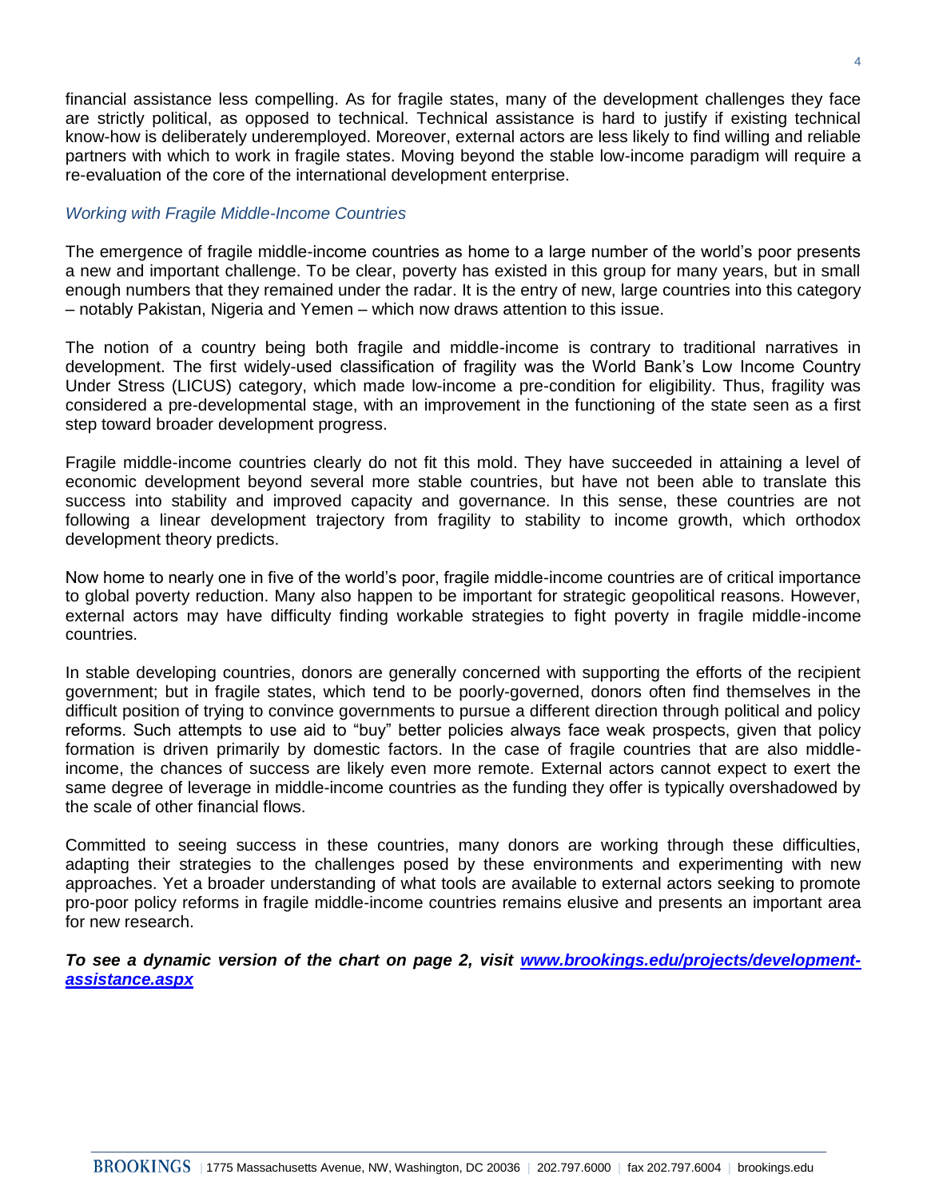financial assistance less compelling. As for fragile states, many of the development challenges they face are strictly political, as opposed to technical. Technical assistance is hard to justify if existing technical know-how is deliberately underemployed. Moreover, external actors are less likely to find willing and reliable partners with which to work in fragile states. Moving beyond the stable low-income paradigm will require a re-evaluation of the core of the international development enterprise.

### *Working with Fragile Middle-Income Countries*

The emergence of fragile middle-income countries as home to a large number of the world's poor presents a new and important challenge. To be clear, poverty has existed in this group for many years, but in small enough numbers that they remained under the radar. It is the entry of new, large countries into this category – notably Pakistan, Nigeria and Yemen – which now draws attention to this issue.

The notion of a country being both fragile and middle-income is contrary to traditional narratives in development. The first widely-used classification of fragility was the World Bank's Low Income Country Under Stress (LICUS) category, which made low-income a pre-condition for eligibility. Thus, fragility was considered a pre-developmental stage, with an improvement in the functioning of the state seen as a first step toward broader development progress.

Fragile middle-income countries clearly do not fit this mold. They have succeeded in attaining a level of economic development beyond several more stable countries, but have not been able to translate this success into stability and improved capacity and governance. In this sense, these countries are not following a linear development trajectory from fragility to stability to income growth, which orthodox development theory predicts.

Now home to nearly one in five of the world's poor, fragile middle-income countries are of critical importance to global poverty reduction. Many also happen to be important for strategic geopolitical reasons. However, external actors may have difficulty finding workable strategies to fight poverty in fragile middle-income countries.

In stable developing countries, donors are generally concerned with supporting the efforts of the recipient government; but in fragile states, which tend to be poorly-governed, donors often find themselves in the difficult position of trying to convince governments to pursue a different direction through political and policy reforms. Such attempts to use aid to "buy" better policies always face weak prospects, given that policy formation is driven primarily by domestic factors. In the case of fragile countries that are also middle-income, the chances of success are likely even more remote. External actors cannot expect to exert the same degree of leverage in middle-income countries as the funding they offer is typically overshadowed by the scale of other financial flows.

Committed to seeing success in these countries, many donors are working through these difficulties, adapting their strategies to the challenges posed by these environments and experimenting with new approaches. Yet a broader understanding of what tools are available to external actors seeking to promote pro-poor policy reforms in fragile middle-income countries remains elusive and presents an important area for new research.

***To see a dynamic version of the chart on page 2, visit [www.brookings.edu/projects/development-assistance.aspx](http://www.brookings.edu/projects/development-assistance.aspx)***